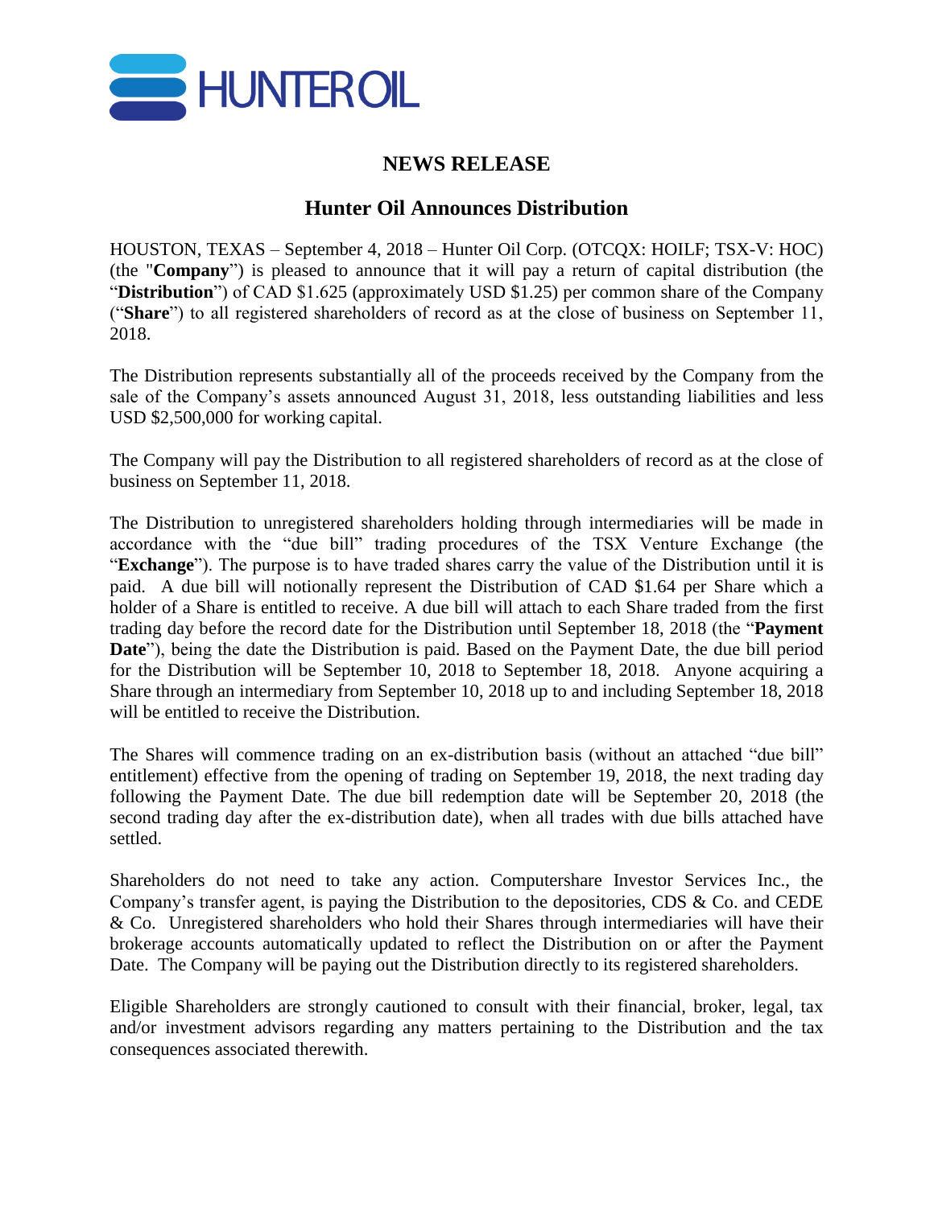HUNTEROIL

# NEWS RELEASE

## Hunter Oil Announces Distribution

HOUSTON, TEXAS – September 4, 2018 – Hunter Oil Corp. (OTCQX: HOILF; TSX-V: HOC) (the "**Company**") is pleased to announce that it will pay a return of capital distribution (the "**Distribution**") of CAD $1.625 (approximately USD $1.25) per common share of the Company ("**Share**") to all registered shareholders of record as at the close of business on September 11, 2018.

The Distribution represents substantially all of the proceeds received by the Company from the sale of the Company's assets announced August 31, 2018, less outstanding liabilities and less USD $2,500,000 for working capital.

The Company will pay the Distribution to all registered shareholders of record as at the close of business on September 11, 2018.

The Distribution to unregistered shareholders holding through intermediaries will be made in accordance with the "due bill" trading procedures of the TSX Venture Exchange (the "**Exchange**"). The purpose is to have traded shares carry the value of the Distribution until it is paid. A due bill will notionally represent the Distribution of CAD $1.64 per Share which a holder of a Share is entitled to receive. A due bill will attach to each Share traded from the first trading day before the record date for the Distribution until September 18, 2018 (the "**Payment Date**"), being the date the Distribution is paid. Based on the Payment Date, the due bill period for the Distribution will be September 10, 2018 to September 18, 2018. Anyone acquiring a Share through an intermediary from September 10, 2018 up to and including September 18, 2018 will be entitled to receive the Distribution.

The Shares will commence trading on an ex-distribution basis (without an attached "due bill" entitlement) effective from the opening of trading on September 19, 2018, the next trading day following the Payment Date. The due bill redemption date will be September 20, 2018 (the second trading day after the ex-distribution date), when all trades with due bills attached have settled.

Shareholders do not need to take any action. Computershare Investor Services Inc., the Company's transfer agent, is paying the Distribution to the depositories, CDS & Co. and CEDE & Co. Unregistered shareholders who hold their Shares through intermediaries will have their brokerage accounts automatically updated to reflect the Distribution on or after the Payment Date. The Company will be paying out the Distribution directly to its registered shareholders.

Eligible Shareholders are strongly cautioned to consult with their financial, broker, legal, tax and/or investment advisors regarding any matters pertaining to the Distribution and the tax consequences associated therewith.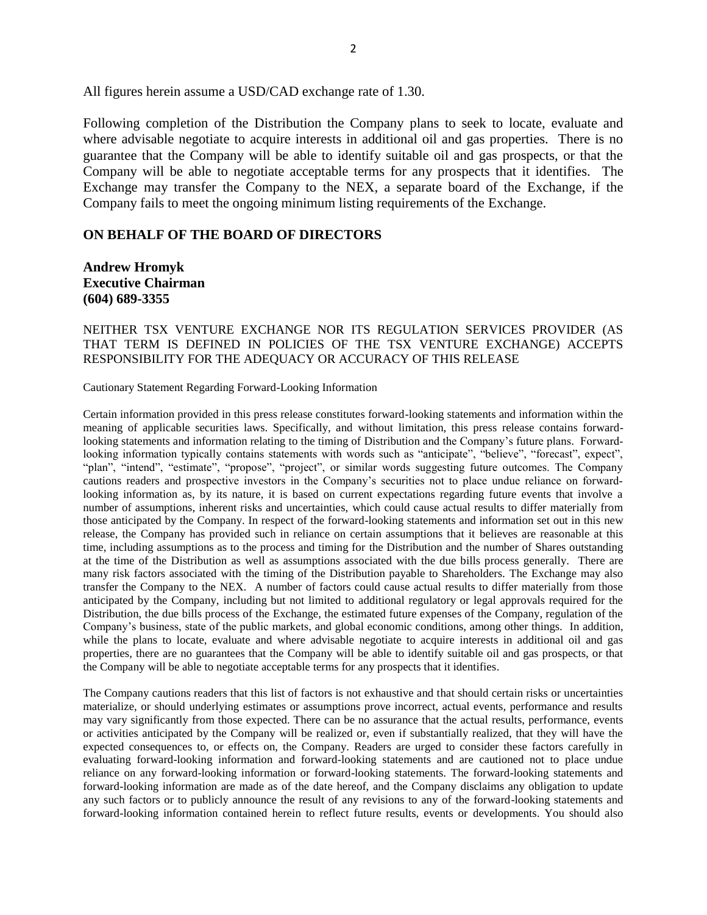All figures herein assume a USD/CAD exchange rate of 1.30.

Following completion of the Distribution the Company plans to seek to locate, evaluate and where advisable negotiate to acquire interests in additional oil and gas properties. There is no guarantee that the Company will be able to identify suitable oil and gas prospects, or that the Company will be able to negotiate acceptable terms for any prospects that it identifies. The Exchange may transfer the Company to the NEX, a separate board of the Exchange, if the Company fails to meet the ongoing minimum listing requirements of the Exchange.

**ON BEHALF OF THE BOARD OF DIRECTORS**

**Andrew Hromyk**
**Executive Chairman**
**(604) 689-3355**

NEITHER TSX VENTURE EXCHANGE NOR ITS REGULATION SERVICES PROVIDER (AS THAT TERM IS DEFINED IN POLICIES OF THE TSX VENTURE EXCHANGE) ACCEPTS RESPONSIBILITY FOR THE ADEQUACY OR ACCURACY OF THIS RELEASE

Cautionary Statement Regarding Forward-Looking Information

Certain information provided in this press release constitutes forward-looking statements and information within the meaning of applicable securities laws. Specifically, and without limitation, this press release contains forward-looking statements and information relating to the timing of Distribution and the Company's future plans. Forward-looking information typically contains statements with words such as "anticipate", "believe", "forecast", expect", "plan", "intend", "estimate", "propose", "project", or similar words suggesting future outcomes. The Company cautions readers and prospective investors in the Company's securities not to place undue reliance on forward-looking information as, by its nature, it is based on current expectations regarding future events that involve a number of assumptions, inherent risks and uncertainties, which could cause actual results to differ materially from those anticipated by the Company. In respect of the forward-looking statements and information set out in this new release, the Company has provided such in reliance on certain assumptions that it believes are reasonable at this time, including assumptions as to the process and timing for the Distribution and the number of Shares outstanding at the time of the Distribution as well as assumptions associated with the due bills process generally. There are many risk factors associated with the timing of the Distribution payable to Shareholders. The Exchange may also transfer the Company to the NEX. A number of factors could cause actual results to differ materially from those anticipated by the Company, including but not limited to additional regulatory or legal approvals required for the Distribution, the due bills process of the Exchange, the estimated future expenses of the Company, regulation of the Company's business, state of the public markets, and global economic conditions, among other things. In addition, while the plans to locate, evaluate and where advisable negotiate to acquire interests in additional oil and gas properties, there are no guarantees that the Company will be able to identify suitable oil and gas prospects, or that the Company will be able to negotiate acceptable terms for any prospects that it identifies.

The Company cautions readers that this list of factors is not exhaustive and that should certain risks or uncertainties materialize, or should underlying estimates or assumptions prove incorrect, actual events, performance and results may vary significantly from those expected. There can be no assurance that the actual results, performance, events or activities anticipated by the Company will be realized or, even if substantially realized, that they will have the expected consequences to, or effects on, the Company. Readers are urged to consider these factors carefully in evaluating forward-looking information and forward-looking statements and are cautioned not to place undue reliance on any forward-looking information or forward-looking statements. The forward-looking statements and forward-looking information are made as of the date hereof, and the Company disclaims any obligation to update any such factors or to publicly announce the result of any revisions to any of the forward-looking statements and forward-looking information contained herein to reflect future results, events or developments. You should also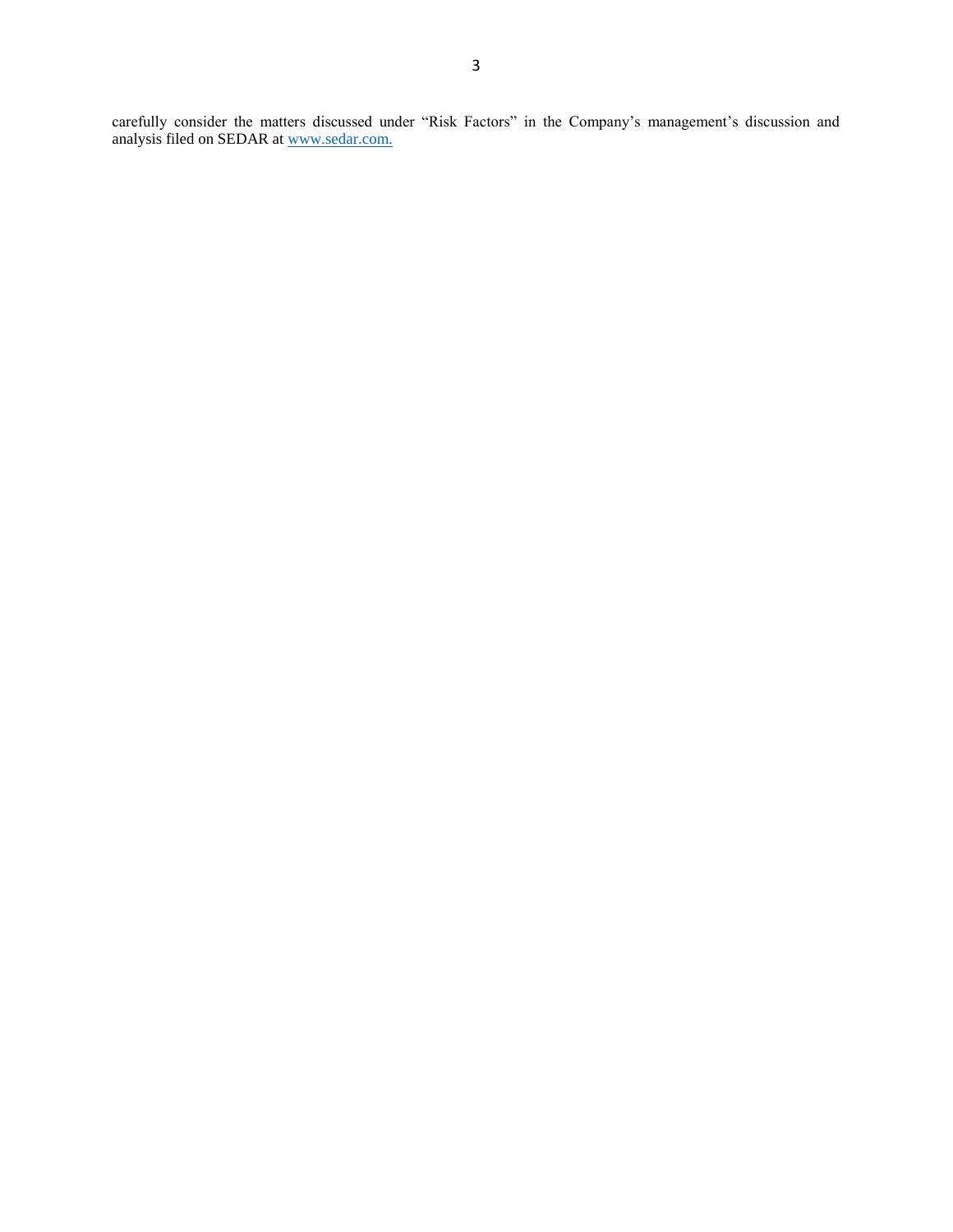carefully consider the matters discussed under “Risk Factors” in the Company’s management’s discussion and analysis filed on SEDAR at [www.sedar.com.](http://www.sedar.com)